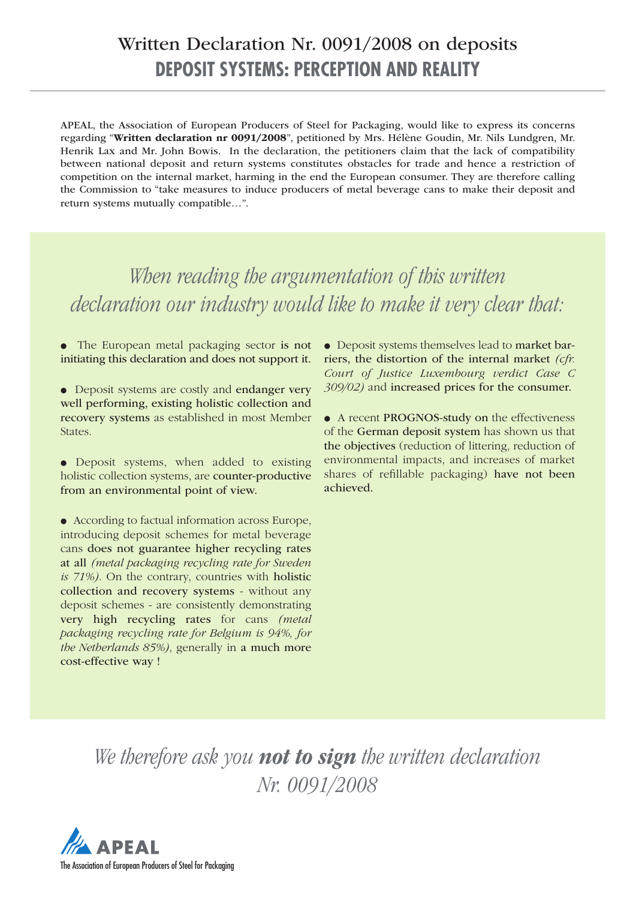# Written Declaration Nr. 0091/2008 on deposits

## DEPOSIT SYSTEMS: PERCEPTION AND REALITY

APEAL, the Association of European Producers of Steel for Packaging, would like to express its concerns regarding "**Written declaration nr 0091/2008**", petitioned by Mrs. Hélène Goudin, Mr. Nils Lundgren, Mr. Henrik Lax and Mr. John Bowis. In the declaration, the petitioners claim that the lack of compatibility between national deposit and return systems constitutes obstacles for trade and hence a restriction of competition on the internal market, harming in the end the European consumer. They are therefore calling the Commission to "take measures to induce producers of metal beverage cans to make their deposit and return systems mutually compatible…".

*When reading the argumentation of this written declaration our industry would like to make it very clear that:*

- The European metal packaging sector **is not initiating this declaration and does not support it.**
- Deposit systems are costly and **endanger very well performing, existing holistic collection and recovery systems** as established in most Member States.
- Deposit systems, when added to existing holistic collection systems, are **counter-productive from an environmental point of view.**
- According to factual information across Europe, introducing deposit schemes for metal beverage cans **does not guarantee higher recycling rates at all** *(metal packaging recycling rate for Sweden is 71%)*. On the contrary, countries with **holistic collection and recovery systems** - without any deposit schemes - are consistently demonstrating **very high recycling rates** for cans *(metal packaging recycling rate for Belgium is 94%, for the Netherlands 85%)*, generally in **a much more cost-effective way !**
- Deposit systems themselves lead to **market barriers, the distortion of the internal market** *(cfr. Court of Justice Luxembourg verdict Case C 309/02)* and **increased prices for the consumer.**
- A recent **PROGNOS-study on** the effectiveness of the **German deposit system** has shown us that **the objectives** (reduction of littering, reduction of environmental impacts, and increases of market shares of refillable packaging) **have not been achieved.**

*We therefore ask you **not to sign** the written declaration Nr. 0091/2008*

APEAL

The Association of European Producers of Steel for Packaging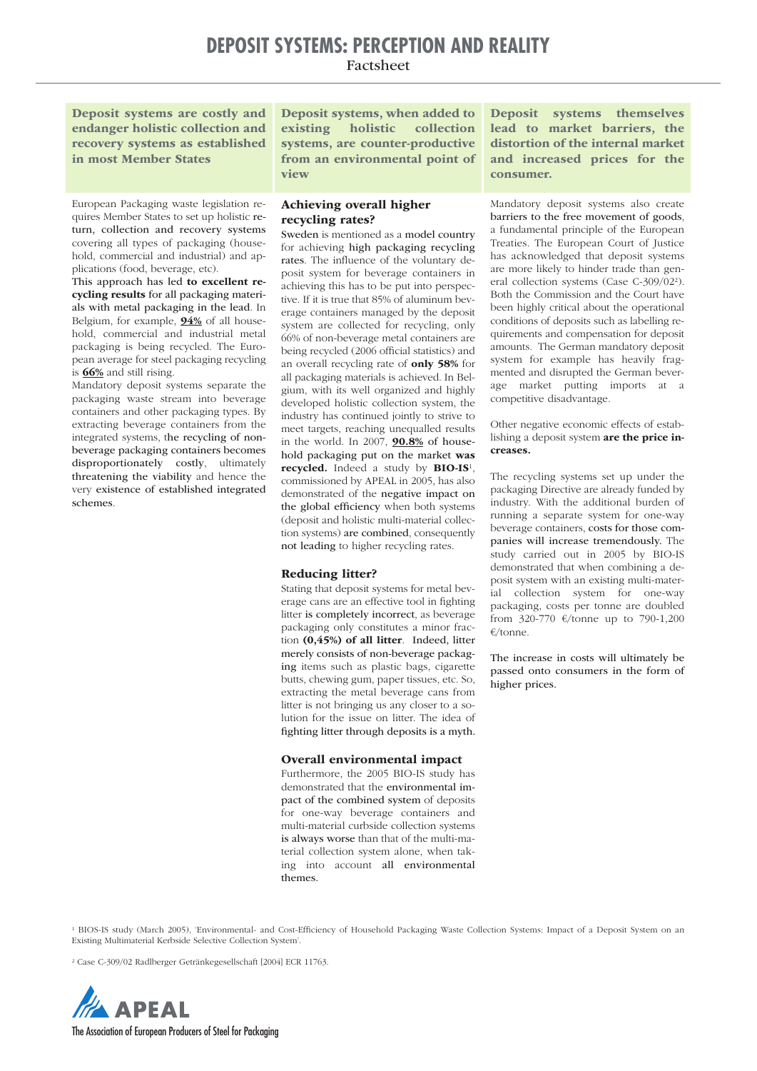# DEPOSIT SYSTEMS: PERCEPTION AND REALITY

Factsheet

**Deposit systems are costly and endanger holistic collection and recovery systems as established in most Member States**

European Packaging waste legislation requires Member States to set up holistic return, collection and recovery systems covering all types of packaging (household, commercial and industrial) and applications (food, beverage, etc).

**This approach has led to excellent recycling results** for all packaging materials with metal packaging in the lead. In Belgium, for example, **94%** of all household, commercial and industrial metal packaging is being recycled. The European average for steel packaging recycling is **66%** and still rising.

Mandatory deposit systems separate the packaging waste stream into beverage containers and other packaging types. By extracting beverage containers from the integrated systems, the recycling of non-beverage packaging containers becomes disproportionately costly, ultimately threatening the viability and hence the very existence of established integrated schemes.

**Deposit systems, when added to existing holistic collection systems, are counter-productive from an environmental point of view**

### Achieving overall higher recycling rates?

Sweden is mentioned as a model country for achieving high packaging recycling rates. The influence of the voluntary deposit system for beverage containers in achieving this has to be put into perspective. If it is true that 85% of aluminum beverage containers managed by the deposit system are collected for recycling, only 66% of non-beverage metal containers are being recycled (2006 official statistics) and an overall recycling rate of **only 58%** for all packaging materials is achieved. In Belgium, with its well organized and highly developed holistic collection system, the industry has continued jointly to strive to meet targets, reaching unequalled results in the world. In 2007, **90.8%** of household packaging put on the market **was recycled.** Indeed a study by **BIO-IS**[1], commissioned by APEAL in 2005, has also demonstrated of the negative impact on the global efficiency when both systems (deposit and holistic multi-material collection systems) are combined, consequently not leading to higher recycling rates.

### Reducing litter?

Stating that deposit systems for metal beverage cans are an effective tool in fighting litter is completely incorrect, as beverage packaging only constitutes a minor fraction **(0,45%) of all litter**. Indeed, litter merely consists of non-beverage packaging items such as plastic bags, cigarette butts, chewing gum, paper tissues, etc. So, extracting the metal beverage cans from litter is not bringing us any closer to a solution for the issue on litter. The idea of fighting litter through deposits is a myth.

### Overall environmental impact

Furthermore, the 2005 BIO-IS study has demonstrated that the environmental impact of the combined system of deposits for one-way beverage containers and multi-material curbside collection systems is always worse than that of the multi-material collection system alone, when taking into account all environmental themes.

**Deposit systems themselves lead to market barriers, the distortion of the internal market and increased prices for the consumer.**

Mandatory deposit systems also create barriers to the free movement of goods, a fundamental principle of the European Treaties. The European Court of Justice has acknowledged that deposit systems are more likely to hinder trade than general collection systems (Case C-309/02[2]). Both the Commission and the Court have been highly critical about the operational conditions of deposits such as labelling requirements and compensation for deposit amounts. The German mandatory deposit system for example has heavily fragmented and disrupted the German beverage market putting imports at a competitive disadvantage.

Other negative economic effects of establishing a deposit system **are the price increases.**

The recycling systems set up under the packaging Directive are already funded by industry. With the additional burden of running a separate system for one-way beverage containers, costs for those companies will increase tremendously. The study carried out in 2005 by BIO-IS demonstrated that when combining a deposit system with an existing multi-material collection system for one-way packaging, costs per tonne are doubled from 320-770 €/tonne up to 790-1,200 €/tonne.

The increase in costs will ultimately be passed onto consumers in the form of higher prices.

[1] BIOS-IS study (March 2005), 'Environmental- and Cost-Efficiency of Household Packaging Waste Collection Systems: Impact of a Deposit System on an Existing Multimaterial Kerbside Selective Collection System'.

[2] Case C-309/02 Radlberger Getränkegesellschaft [2004] ECR 11763.

APEAL

The Association of European Producers of Steel for Packaging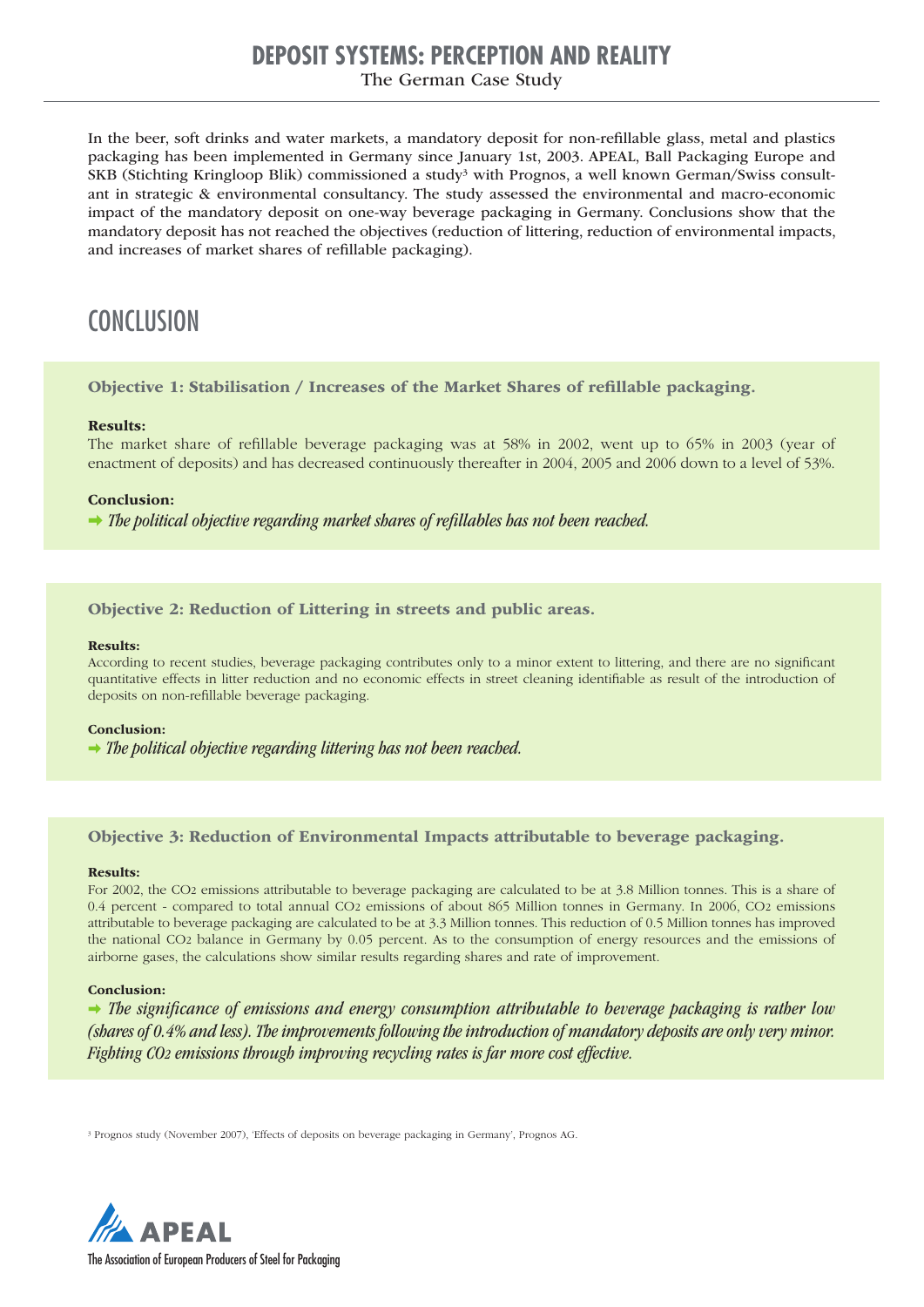# DEPOSIT SYSTEMS: PERCEPTION AND REALITY

The German Case Study

In the beer, soft drinks and water markets, a mandatory deposit for non-refillable glass, metal and plastics packaging has been implemented in Germany since January 1st, 2003. APEAL, Ball Packaging Europe and SKB (Stichting Kringloop Blik) commissioned a study[3] with Prognos, a well known German/Swiss consultant in strategic & environmental consultancy. The study assessed the environmental and macro-economic impact of the mandatory deposit on one-way beverage packaging in Germany. Conclusions show that the mandatory deposit has not reached the objectives (reduction of littering, reduction of environmental impacts, and increases of market shares of refillable packaging).

## CONCLUSION

### Objective 1: Stabilisation / Increases of the Market Shares of refillable packaging.

**Results:**

The market share of refillable beverage packaging was at 58% in 2002, went up to 65% in 2003 (year of enactment of deposits) and has decreased continuously thereafter in 2004, 2005 and 2006 down to a level of 53%.

**Conclusion:**

➡ *The political objective regarding market shares of refillables has not been reached.*

### Objective 2: Reduction of Littering in streets and public areas.

**Results:**

According to recent studies, beverage packaging contributes only to a minor extent to littering, and there are no significant quantitative effects in litter reduction and no economic effects in street cleaning identifiable as result of the introduction of deposits on non-refillable beverage packaging.

**Conclusion:**

➡ *The political objective regarding littering has not been reached.*

### Objective 3: Reduction of Environmental Impacts attributable to beverage packaging.

**Results:**

For 2002, the $CO_2$ emissions attributable to beverage packaging are calculated to be at 3.8 Million tonnes. This is a share of 0.4 percent - compared to total annual $CO_2$ emissions of about 865 Million tonnes in Germany. In 2006, $CO_2$ emissions attributable to beverage packaging are calculated to be at 3.3 Million tonnes. This reduction of 0.5 Million tonnes has improved the national $CO_2$ balance in Germany by 0.05 percent. As to the consumption of energy resources and the emissions of airborne gases, the calculations show similar results regarding shares and rate of improvement.

**Conclusion:**

➡ *The significance of emissions and energy consumption attributable to beverage packaging is rather low (shares of 0.4% and less). The improvements following the introduction of mandatory deposits are only very minor. Fighting $CO_2$ emissions through improving recycling rates is far more cost effective.*

[3] Prognos study (November 2007), 'Effects of deposits on beverage packaging in Germany', Prognos AG.

APEAL

The Association of European Producers of Steel for Packaging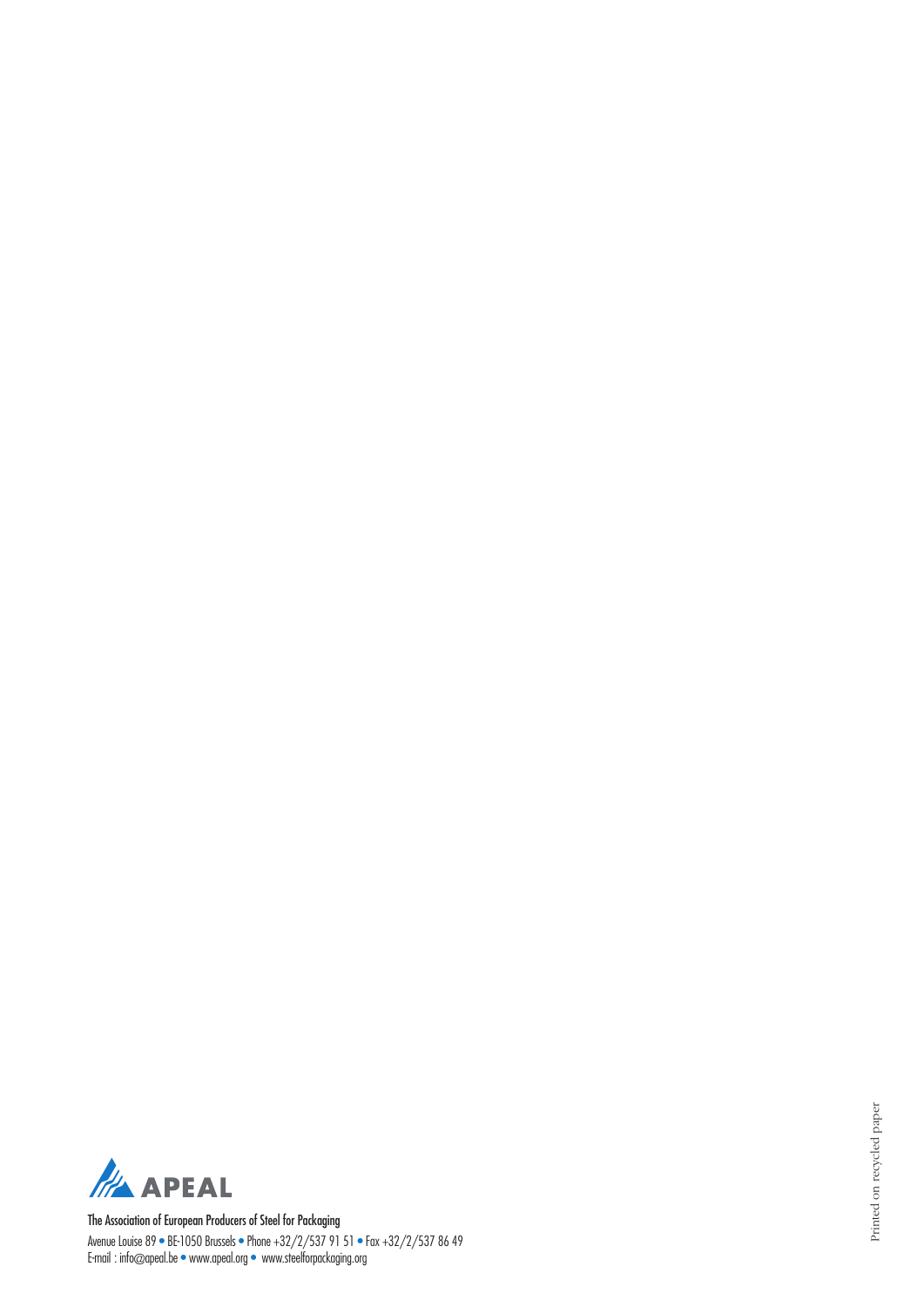APEAL

The Association of European Producers of Steel for Packaging

Avenue Louise 89 • BE-1050 Brussels • Phone +32/2/537 91 51 • Fax +32/2/537 86 49
E-mail : info@apeal.be • www.apeal.org • www.steelforpackaging.org

Printed on recycled paper